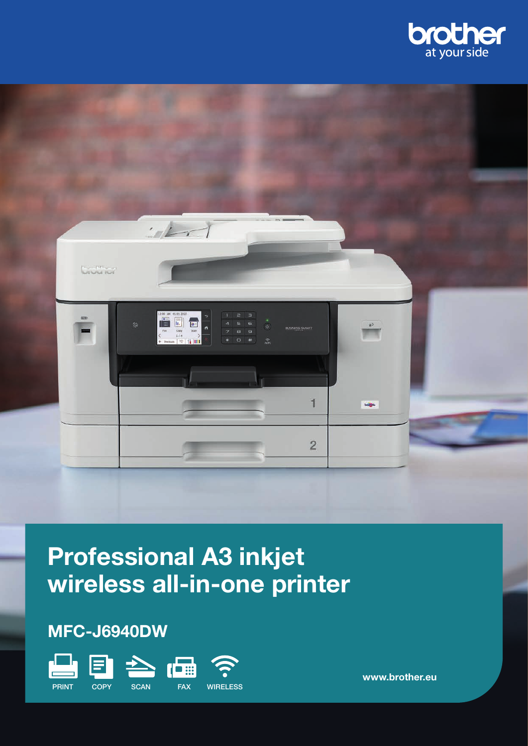brother
at your side

# Professional A3 inkjet wireless all-in-one printer

## MFC-J6940DW

PRINT COPY SCAN FAX WIRELESS

www.brother.eu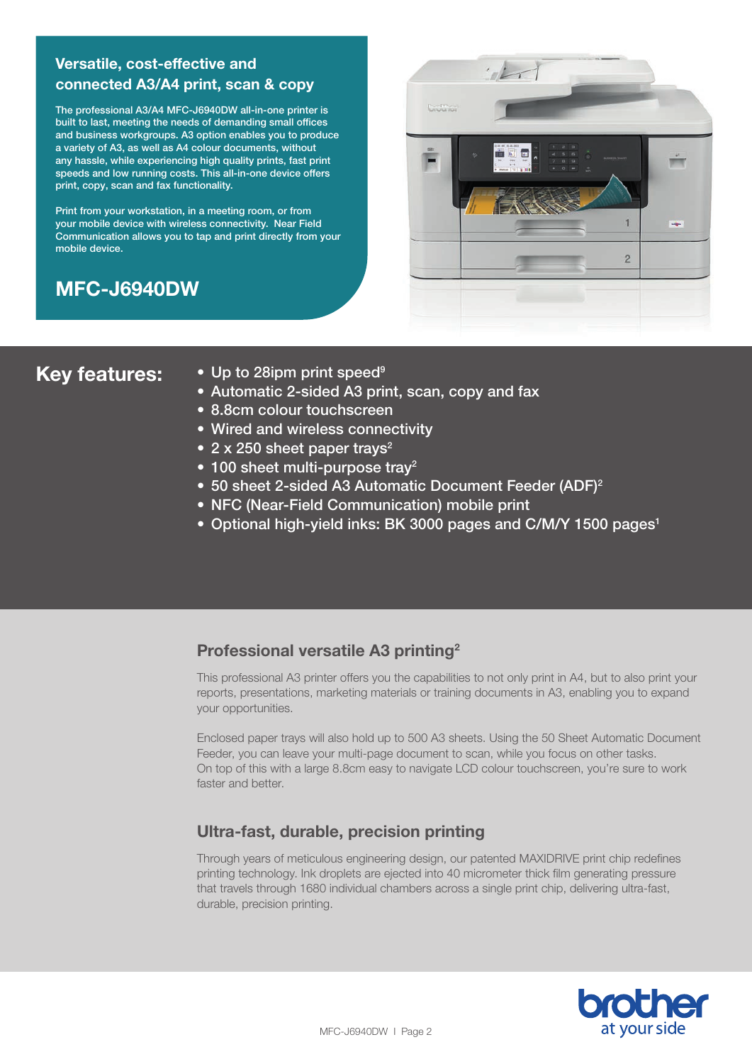## Versatile, cost-effective and connected A3/A4 print, scan & copy

The professional A3/A4 MFC-J6940DW all-in-one printer is built to last, meeting the needs of demanding small offices and business workgroups. A3 option enables you to produce a variety of A3, as well as A4 colour documents, without any hassle, while experiencing high quality prints, fast print speeds and low running costs. This all-in-one device offers print, copy, scan and fax functionality.

Print from your workstation, in a meeting room, or from your mobile device with wireless connectivity. Near Field Communication allows you to tap and print directly from your mobile device.

# MFC-J6940DW

## Key features:

- Up to 28ipm print speed[9]
- Automatic 2-sided A3 print, scan, copy and fax
- 8.8cm colour touchscreen
- Wired and wireless connectivity
- 2 x 250 sheet paper trays[2]
- 100 sheet multi-purpose tray[2]
- 50 sheet 2-sided A3 Automatic Document Feeder (ADF)[2]
- NFC (Near-Field Communication) mobile print
- Optional high-yield inks: BK 3000 pages and C/M/Y 1500 pages[1]

### Professional versatile A3 printing[2]

This professional A3 printer offers you the capabilities to not only print in A4, but to also print your reports, presentations, marketing materials or training documents in A3, enabling you to expand your opportunities.

Enclosed paper trays will also hold up to 500 A3 sheets. Using the 50 Sheet Automatic Document Feeder, you can leave your multi-page document to scan, while you focus on other tasks. On top of this with a large 8.8cm easy to navigate LCD colour touchscreen, you're sure to work faster and better.

### Ultra-fast, durable, precision printing

Through years of meticulous engineering design, our patented MAXIDRIVE print chip redefines printing technology. Ink droplets are ejected into 40 micrometer thick film generating pressure that travels through 1680 individual chambers across a single print chip, delivering ultra-fast, durable, precision printing.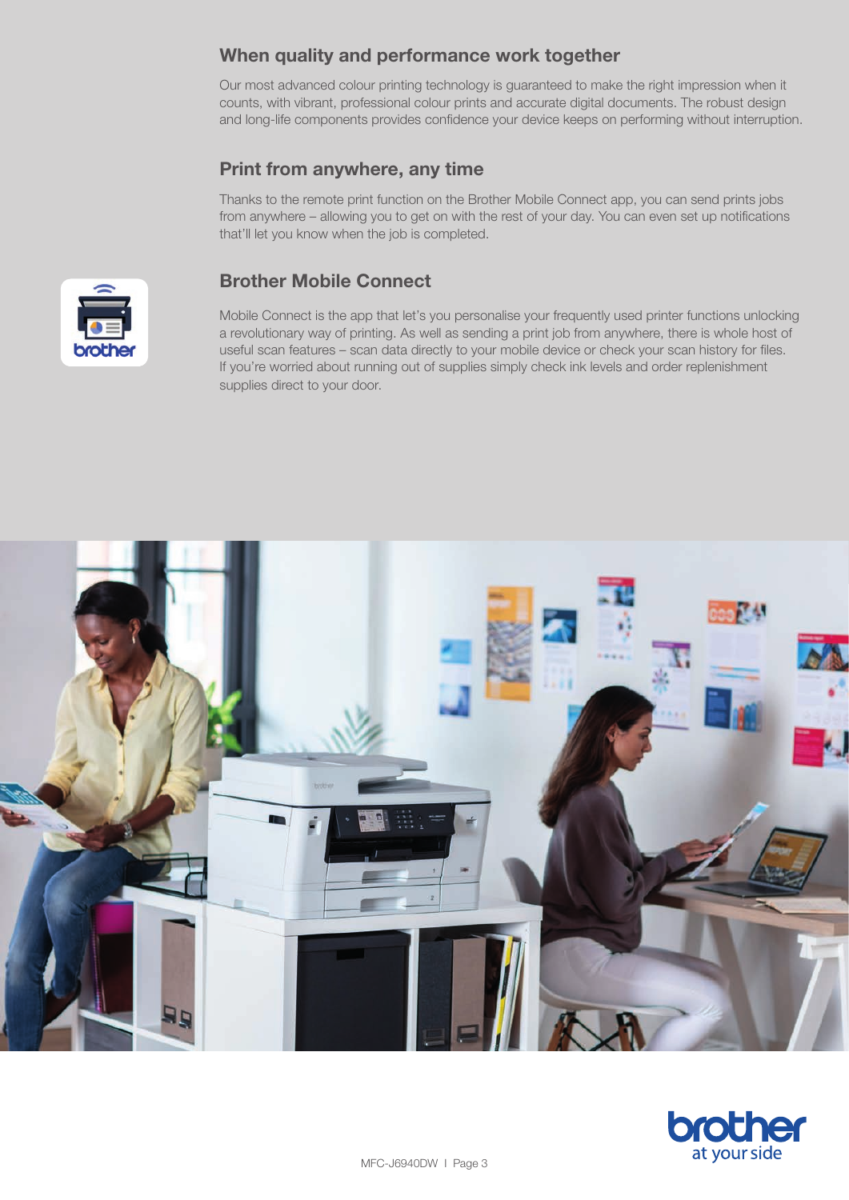## When quality and performance work together

Our most advanced colour printing technology is guaranteed to make the right impression when it counts, with vibrant, professional colour prints and accurate digital documents. The robust design and long-life components provides confidence your device keeps on performing without interruption.

## Print from anywhere, any time

Thanks to the remote print function on the Brother Mobile Connect app, you can send prints jobs from anywhere – allowing you to get on with the rest of your day. You can even set up notifications that'll let you know when the job is completed.

## Brother Mobile Connect

Mobile Connect is the app that let's you personalise your frequently used printer functions unlocking a revolutionary way of printing. As well as sending a print job from anywhere, there is whole host of useful scan features – scan data directly to your mobile device or check your scan history for files. If you're worried about running out of supplies simply check ink levels and order replenishment supplies direct to your door.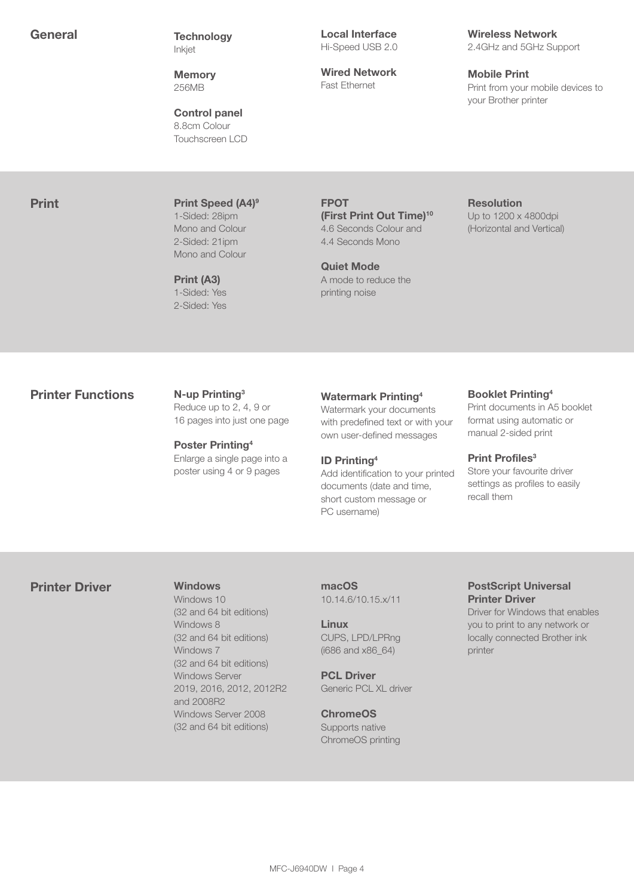## General

**Technology**
Inkjet

**Memory**
256MB

**Control panel**
8.8cm Colour Touchscreen LCD

**Local Interface**
Hi-Speed USB 2.0

**Wired Network**
Fast Ethernet

**Wireless Network**
2.4GHz and 5GHz Support

**Mobile Print**
Print from your mobile devices to your Brother printer

## Print

**Print Speed (A4)[9]**
1-Sided: 28ipm Mono and Colour
2-Sided: 21ipm Mono and Colour

**Print (A3)**
1-Sided: Yes
2-Sided: Yes

**FPOT (First Print Out Time)[10]**
4.6 Seconds Colour and 4.4 Seconds Mono

**Quiet Mode**
A mode to reduce the printing noise

**Resolution**
Up to 1200 x 4800dpi (Horizontal and Vertical)

## Printer Functions

**N-up Printing[3]**
Reduce up to 2, 4, 9 or 16 pages into just one page

**Poster Printing[4]**
Enlarge a single page into a poster using 4 or 9 pages

**Watermark Printing[4]**
Watermark your documents with predefined text or with your own user-defined messages

**ID Printing[4]**
Add identification to your printed documents (date and time, short custom message or PC username)

**Booklet Printing[4]**
Print documents in A5 booklet format using automatic or manual 2-sided print

**Print Profiles[3]**
Store your favourite driver settings as profiles to easily recall them

## Printer Driver

**Windows**
Windows 10 (32 and 64 bit editions)
Windows 8 (32 and 64 bit editions)
Windows 7 (32 and 64 bit editions)
Windows Server 2019, 2016, 2012, 2012R2 and 2008R2
Windows Server 2008 (32 and 64 bit editions)

**macOS**
10.14.6/10.15.x/11

**Linux**
CUPS, LPD/LPRng (i686 and x86_64)

**PCL Driver**
Generic PCL XL driver

**ChromeOS**
Supports native ChromeOS printing

**PostScript Universal Printer Driver**
Driver for Windows that enables you to print to any network or locally connected Brother ink printer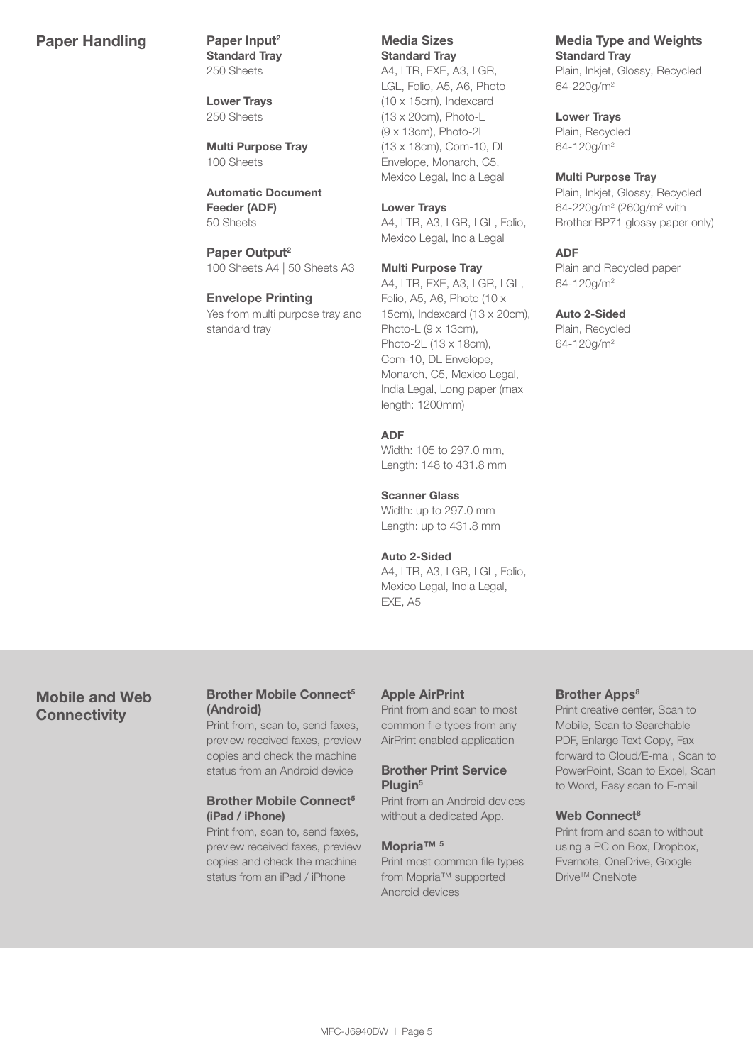## Paper Handling

### Paper Input[2]

**Standard Tray**
250 Sheets

**Lower Trays**
250 Sheets

**Multi Purpose Tray**
100 Sheets

**Automatic Document Feeder (ADF)**
50 Sheets

### Paper Output[2]

100 Sheets A4 | 50 Sheets A3

### Envelope Printing

Yes from multi purpose tray and standard tray

### Media Sizes

**Standard Tray**
A4, LTR, EXE, A3, LGR, LGL, Folio, A5, A6, Photo (10 x 15cm), Indexcard (13 x 20cm), Photo-L (9 x 13cm), Photo-2L (13 x 18cm), Com-10, DL Envelope, Monarch, C5, Mexico Legal, India Legal

**Lower Trays**
A4, LTR, A3, LGR, LGL, Folio, Mexico Legal, India Legal

**Multi Purpose Tray**
A4, LTR, EXE, A3, LGR, LGL, Folio, A5, A6, Photo (10 x 15cm), Indexcard (13 x 20cm), Photo-L (9 x 13cm), Photo-2L (13 x 18cm), Com-10, DL Envelope, Monarch, C5, Mexico Legal, India Legal, Long paper (max length: 1200mm)

**ADF**
Width: 105 to 297.0 mm,
Length: 148 to 431.8 mm

**Scanner Glass**
Width: up to 297.0 mm
Length: up to 431.8 mm

**Auto 2-Sided**
A4, LTR, A3, LGR, LGL, Folio, Mexico Legal, India Legal, EXE, A5

### Media Type and Weights

**Standard Tray**
Plain, Inkjet, Glossy, Recycled
64-220g/m²

**Lower Trays**
Plain, Recycled
64-120g/m²

**Multi Purpose Tray**
Plain, Inkjet, Glossy, Recycled
64-220g/m² (260g/m² with Brother BP71 glossy paper only)

**ADF**
Plain and Recycled paper
64-120g/m²

**Auto 2-Sided**
Plain, Recycled
64-120g/m²

## Mobile and Web Connectivity

### Brother Mobile Connect[5] (Android)

Print from, scan to, send faxes, preview received faxes, preview copies and check the machine status from an Android device

### Brother Mobile Connect[5] (iPad / iPhone)

Print from, scan to, send faxes, preview received faxes, preview copies and check the machine status from an iPad / iPhone

### Apple AirPrint

Print from and scan to most common file types from any AirPrint enabled application

### Brother Print Service Plugin[5]

Print from an Android devices without a dedicated App.

### Mopria™ [5]

Print most common file types from Mopria™ supported Android devices

### Brother Apps[8]

Print creative center, Scan to Mobile, Scan to Searchable PDF, Enlarge Text Copy, Fax forward to Cloud/E-mail, Scan to PowerPoint, Scan to Excel, Scan to Word, Easy scan to E-mail

### Web Connect[8]

Print from and scan to without using a PC on Box, Dropbox, Evernote, OneDrive, Google Drive™ OneNote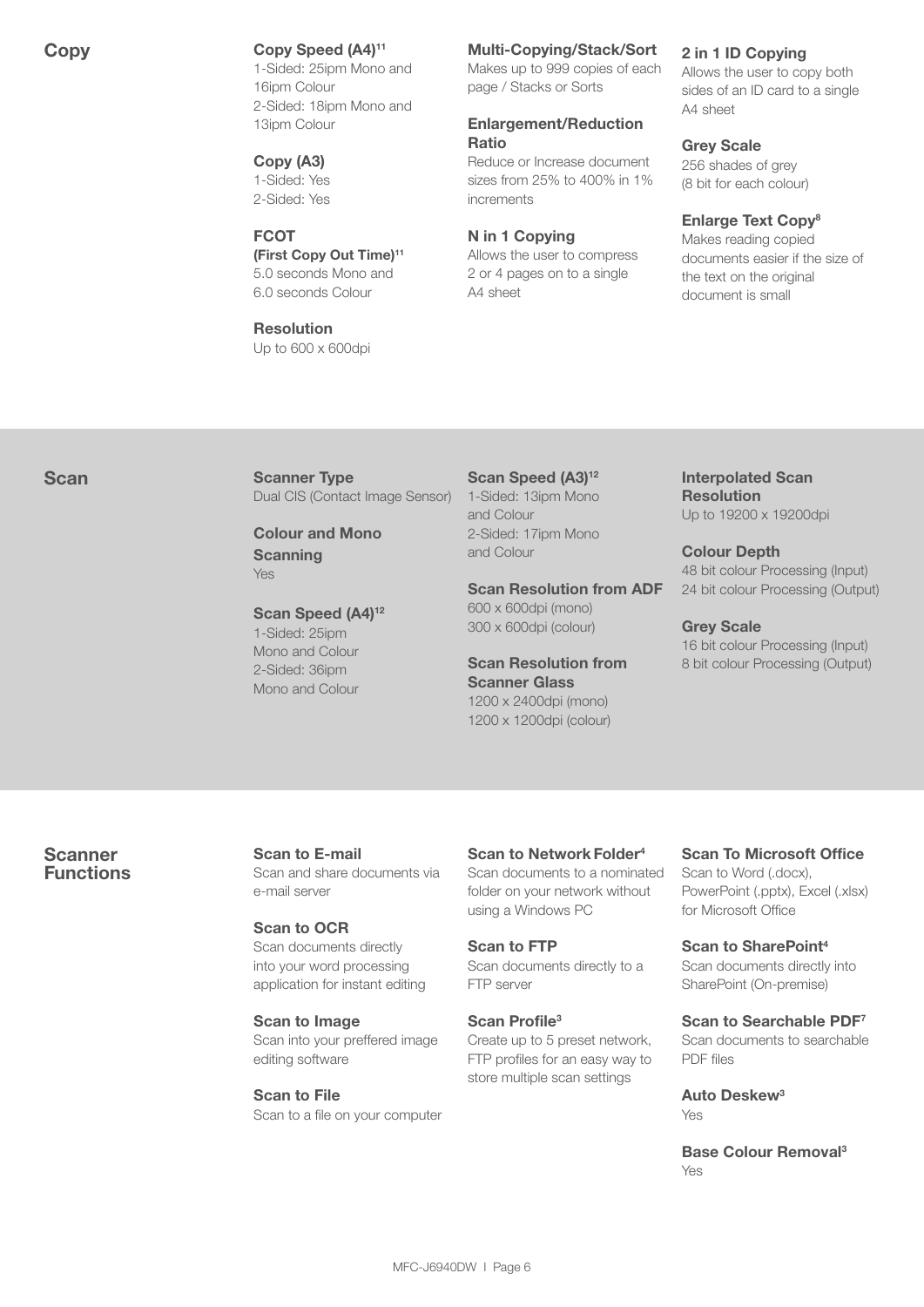## Copy

**Copy Speed (A4)[11]**
1-Sided: 25ipm Mono and 16ipm Colour
2-Sided: 18ipm Mono and 13ipm Colour

**Copy (A3)**
1-Sided: Yes
2-Sided: Yes

**FCOT**
**(First Copy Out Time)[11]**
5.0 seconds Mono and 6.0 seconds Colour

**Resolution**
Up to 600 x 600dpi

**Multi-Copying/Stack/Sort**
Makes up to 999 copies of each page / Stacks or Sorts

**Enlargement/Reduction Ratio**
Reduce or Increase document sizes from 25% to 400% in 1% increments

**N in 1 Copying**
Allows the user to compress 2 or 4 pages on to a single A4 sheet

**2 in 1 ID Copying**
Allows the user to copy both sides of an ID card to a single A4 sheet

**Grey Scale**
256 shades of grey (8 bit for each colour)

**Enlarge Text Copy[8]**
Makes reading copied documents easier if the size of the text on the original document is small

## Scan

**Scanner Type**
Dual CIS (Contact Image Sensor)

**Colour and Mono Scanning**
Yes

**Scan Speed (A4)[12]**
1-Sided: 25ipm Mono and Colour
2-Sided: 36ipm Mono and Colour

**Scan Speed (A3)[12]**
1-Sided: 13ipm Mono and Colour
2-Sided: 17ipm Mono and Colour

**Scan Resolution from ADF**
600 x 600dpi (mono)
300 x 600dpi (colour)

**Scan Resolution from Scanner Glass**
1200 x 2400dpi (mono)
1200 x 1200dpi (colour)

**Interpolated Scan Resolution**
Up to 19200 x 19200dpi

**Colour Depth**
48 bit colour Processing (Input)
24 bit colour Processing (Output)

**Grey Scale**
16 bit colour Processing (Input)
8 bit colour Processing (Output)

## Scanner Functions

**Scan to E-mail**
Scan and share documents via e-mail server

**Scan to OCR**
Scan documents directly into your word processing application for instant editing

**Scan to Image**
Scan into your preffered image editing software

**Scan to File**
Scan to a file on your computer

**Scan to Network Folder[4]**
Scan documents to a nominated folder on your network without using a Windows PC

**Scan to FTP**
Scan documents directly to a FTP server

**Scan Profile[3]**
Create up to 5 preset network, FTP profiles for an easy way to store multiple scan settings

**Scan To Microsoft Office**
Scan to Word (.docx), PowerPoint (.pptx), Excel (.xlsx) for Microsoft Office

**Scan to SharePoint[4]**
Scan documents directly into SharePoint (On-premise)

**Scan to Searchable PDF[7]**
Scan documents to searchable PDF files

**Auto Deskew[3]**
Yes

**Base Colour Removal[3]**
Yes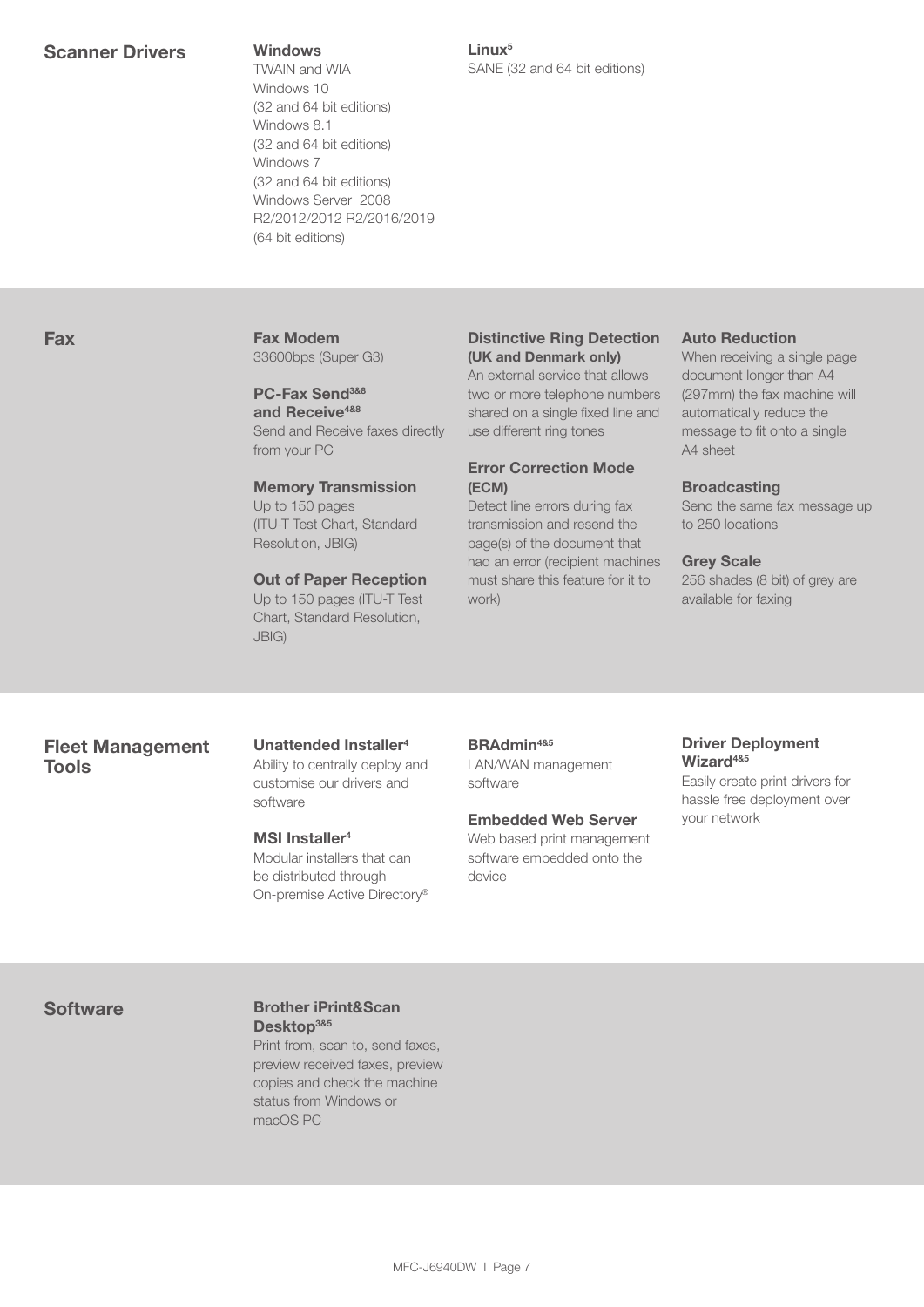## Scanner Drivers

### Windows

TWAIN and WIA
Windows 10
(32 and 64 bit editions)
Windows 8.1
(32 and 64 bit editions)
Windows 7
(32 and 64 bit editions)
Windows Server 2008 R2/2012/2012 R2/2016/2019
(64 bit editions)

### Linux[5]

SANE (32 and 64 bit editions)

## Fax

### Fax Modem

33600bps (Super G3)

### PC-Fax Send[3&8] and Receive[4&8]

Send and Receive faxes directly from your PC

### Memory Transmission

Up to 150 pages
(ITU-T Test Chart, Standard Resolution, JBIG)

### Out of Paper Reception

Up to 150 pages (ITU-T Test Chart, Standard Resolution, JBIG)

### Distinctive Ring Detection (UK and Denmark only)

An external service that allows two or more telephone numbers shared on a single fixed line and use different ring tones

### Error Correction Mode (ECM)

Detect line errors during fax transmission and resend the page(s) of the document that had an error (recipient machines must share this feature for it to work)

### Auto Reduction

When receiving a single page document longer than A4 (297mm) the fax machine will automatically reduce the message to fit onto a single A4 sheet

### Broadcasting

Send the same fax message up to 250 locations

### Grey Scale

256 shades (8 bit) of grey are available for faxing

## Fleet Management Tools

### Unattended Installer[4]

Ability to centrally deploy and customise our drivers and software

### MSI Installer[4]

Modular installers that can be distributed through On-premise Active Directory®

### BRAdmin[4&5]

LAN/WAN management software

### Embedded Web Server

Web based print management software embedded onto the device

### Driver Deployment Wizard[4&5]

Easily create print drivers for hassle free deployment over your network

## Software

### Brother iPrint&Scan Desktop[3&5]

Print from, scan to, send faxes, preview received faxes, preview copies and check the machine status from Windows or macOS PC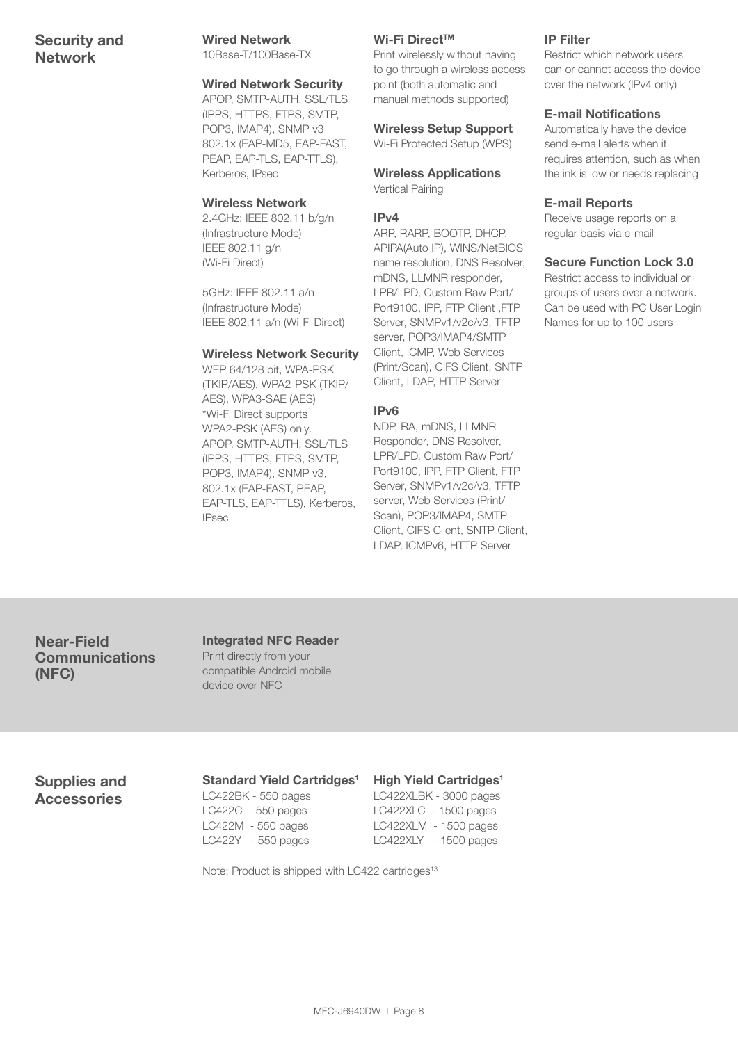## Security and Network

### Wired Network
10Base-T/100Base-TX

### Wired Network Security
APOP, SMTP-AUTH, SSL/TLS (IPPS, HTTPS, FTPS, SMTP, POP3, IMAP4), SNMP v3 802.1x (EAP-MD5, EAP-FAST, PEAP, EAP-TLS, EAP-TTLS), Kerberos, IPsec

### Wireless Network
2.4GHz: IEEE 802.11 b/g/n (Infrastructure Mode)
IEEE 802.11 g/n (Wi-Fi Direct)

5GHz: IEEE 802.11 a/n (Infrastructure Mode)
IEEE 802.11 a/n (Wi-Fi Direct)

### Wireless Network Security
WEP 64/128 bit, WPA-PSK (TKIP/AES), WPA2-PSK (TKIP/AES), WPA3-SAE (AES)
*Wi-Fi Direct supports WPA2-PSK (AES) only.
APOP, SMTP-AUTH, SSL/TLS (IPPS, HTTPS, FTPS, SMTP, POP3, IMAP4), SNMP v3, 802.1x (EAP-FAST, PEAP, EAP-TLS, EAP-TTLS), Kerberos, IPsec

### Wi-Fi Direct™
Print wirelessly without having to go through a wireless access point (both automatic and manual methods supported)

### Wireless Setup Support
Wi-Fi Protected Setup (WPS)

### Wireless Applications
Vertical Pairing

### IPv4
ARP, RARP, BOOTP, DHCP, APIPA(Auto IP), WINS/NetBIOS name resolution, DNS Resolver, mDNS, LLMNR responder, LPR/LPD, Custom Raw Port/Port9100, IPP, FTP Client ,FTP Server, SNMPv1/v2c/v3, TFTP server, POP3/IMAP4/SMTP Client, ICMP, Web Services (Print/Scan), CIFS Client, SNTP Client, LDAP, HTTP Server

### IPv6
NDP, RA, mDNS, LLMNR Responder, DNS Resolver, LPR/LPD, Custom Raw Port/Port9100, IPP, FTP Client, FTP Server, SNMPv1/v2c/v3, TFTP server, Web Services (Print/Scan), POP3/IMAP4, SMTP Client, CIFS Client, SNTP Client, LDAP, ICMPv6, HTTP Server

### IP Filter
Restrict which network users can or cannot access the device over the network (IPv4 only)

### E-mail Notifications
Automatically have the device send e-mail alerts when it requires attention, such as when the ink is low or needs replacing

### E-mail Reports
Receive usage reports on a regular basis via e-mail

### Secure Function Lock 3.0
Restrict access to individual or groups of users over a network. Can be used with PC User Login Names for up to 100 users

## Near-Field Communications (NFC)

### Integrated NFC Reader
Print directly from your compatible Android mobile device over NFC

## Supplies and Accessories

### Standard Yield Cartridges[1]
LC422BK - 550 pages
LC422C - 550 pages
LC422M - 550 pages
LC422Y - 550 pages

### High Yield Cartridges[1]
LC422XLBK - 3000 pages
LC422XLC - 1500 pages
LC422XLM - 1500 pages
LC422XLY - 1500 pages

Note: Product is shipped with LC422 cartridges[13]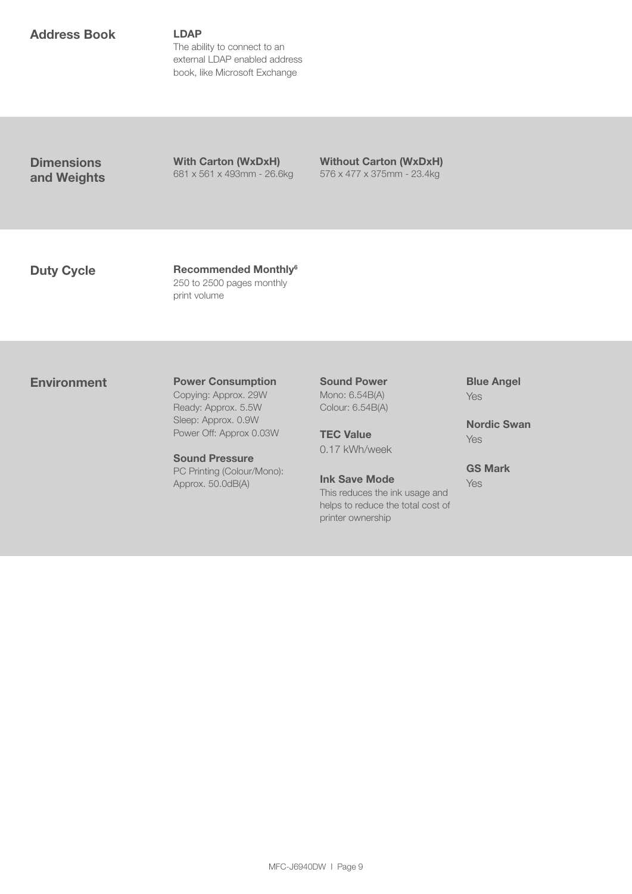## Address Book

**LDAP**
The ability to connect to an external LDAP enabled address book, like Microsoft Exchange

## Dimensions and Weights

**With Carton (WxDxH)**
681 x 561 x 493mm - 26.6kg

**Without Carton (WxDxH)**
576 x 477 x 375mm - 23.4kg

## Duty Cycle

**Recommended Monthly[6]**
250 to 2500 pages monthly print volume

## Environment

**Power Consumption**
Copying: Approx. 29W
Ready: Approx. 5.5W
Sleep: Approx. 0.9W
Power Off: Approx 0.03W

**Sound Pressure**
PC Printing (Colour/Mono): Approx. 50.0dB(A)

**Sound Power**
Mono: 6.54B(A)
Colour: 6.54B(A)

**TEC Value**
0.17 kWh/week

**Ink Save Mode**
This reduces the ink usage and helps to reduce the total cost of printer ownership

**Blue Angel**
Yes

**Nordic Swan**
Yes

**GS Mark**
Yes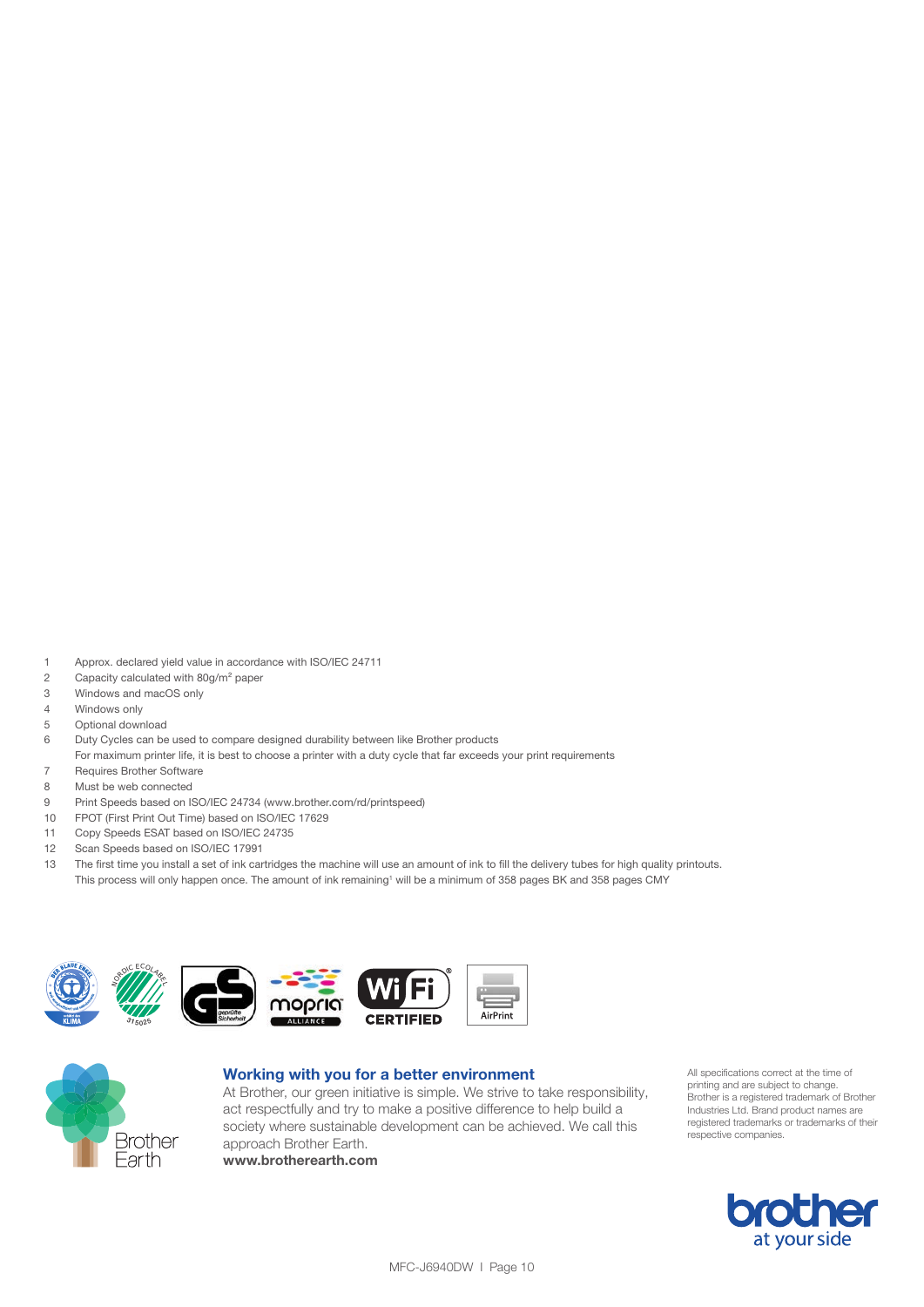1. Approx. declared yield value in accordance with ISO/IEC 24711
2. Capacity calculated with $80g/m^2$ paper
3. Windows and macOS only
4. Windows only
5. Optional download
6. Duty Cycles can be used to compare designed durability between like Brother products
   For maximum printer life, it is best to choose a printer with a duty cycle that far exceeds your print requirements
7. Requires Brother Software
8. Must be web connected
9. Print Speeds based on ISO/IEC 24734 (www.brother.com/rd/printspeed)
10. FPOT (First Print Out Time) based on ISO/IEC 17629
11. Copy Speeds ESAT based on ISO/IEC 24735
12. Scan Speeds based on ISO/IEC 17991
13. The first time you install a set of ink cartridges the machine will use an amount of ink to fill the delivery tubes for high quality printouts. This process will only happen once. The amount of ink remaining[1] will be a minimum of 358 pages BK and 358 pages CMY

## Working with you for a better environment

At Brother, our green initiative is simple. We strive to take responsibility, act respectfully and try to make a positive difference to help build a society where sustainable development can be achieved. We call this approach Brother Earth.

**www.brotherearth.com**

All specifications correct at the time of printing and are subject to change. Brother is a registered trademark of Brother Industries Ltd. Brand product names are registered trademarks or trademarks of their respective companies.

brother at your side